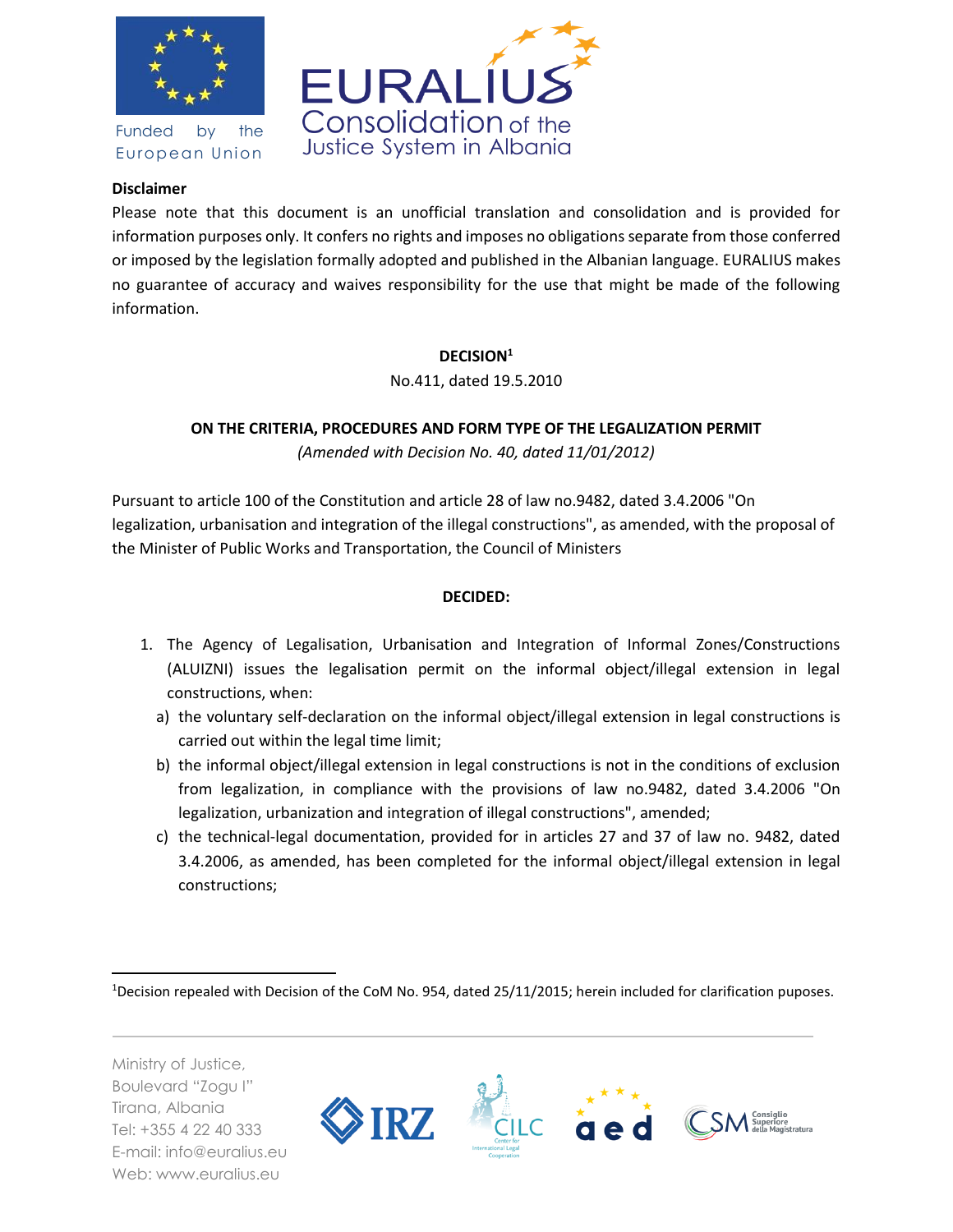Funded by the European Union

EURALIUS Consolidation of the Justice System in Albania

**Disclaimer**

Please note that this document is an unofficial translation and consolidation and is provided for information purposes only. It confers no rights and imposes no obligations separate from those conferred or imposed by the legislation formally adopted and published in the Albanian language. EURALIUS makes no guarantee of accuracy and waives responsibility for the use that might be made of the following information.

**DECISION**[1]

No.411, dated 19.5.2010

**ON THE CRITERIA, PROCEDURES AND FORM TYPE OF THE LEGALIZATION PERMIT**

*(Amended with Decision No. 40, dated 11/01/2012)*

Pursuant to article 100 of the Constitution and article 28 of law no.9482, dated 3.4.2006 "On legalization, urbanisation and integration of the illegal constructions", as amended, with the proposal of the Minister of Public Works and Transportation, the Council of Ministers

**DECIDED:**

1. The Agency of Legalisation, Urbanisation and Integration of Informal Zones/Constructions (ALUIZNI) issues the legalisation permit on the informal object/illegal extension in legal constructions, when:
   a) the voluntary self-declaration on the informal object/illegal extension in legal constructions is carried out within the legal time limit;
   b) the informal object/illegal extension in legal constructions is not in the conditions of exclusion from legalization, in compliance with the provisions of law no.9482, dated 3.4.2006 "On legalization, urbanization and integration of illegal constructions", amended;
   c) the technical-legal documentation, provided for in articles 27 and 37 of law no. 9482, dated 3.4.2006, as amended, has been completed for the informal object/illegal extension in legal constructions;

[1]Decision repealed with Decision of the CoM No. 954, dated 25/11/2015; herein included for clarification puposes.

Ministry of Justice,
Boulevard "Zogu I"
Tirana, Albania
Tel: +355 4 22 40 333
E-mail: info@euralius.eu
Web: www.euralius.eu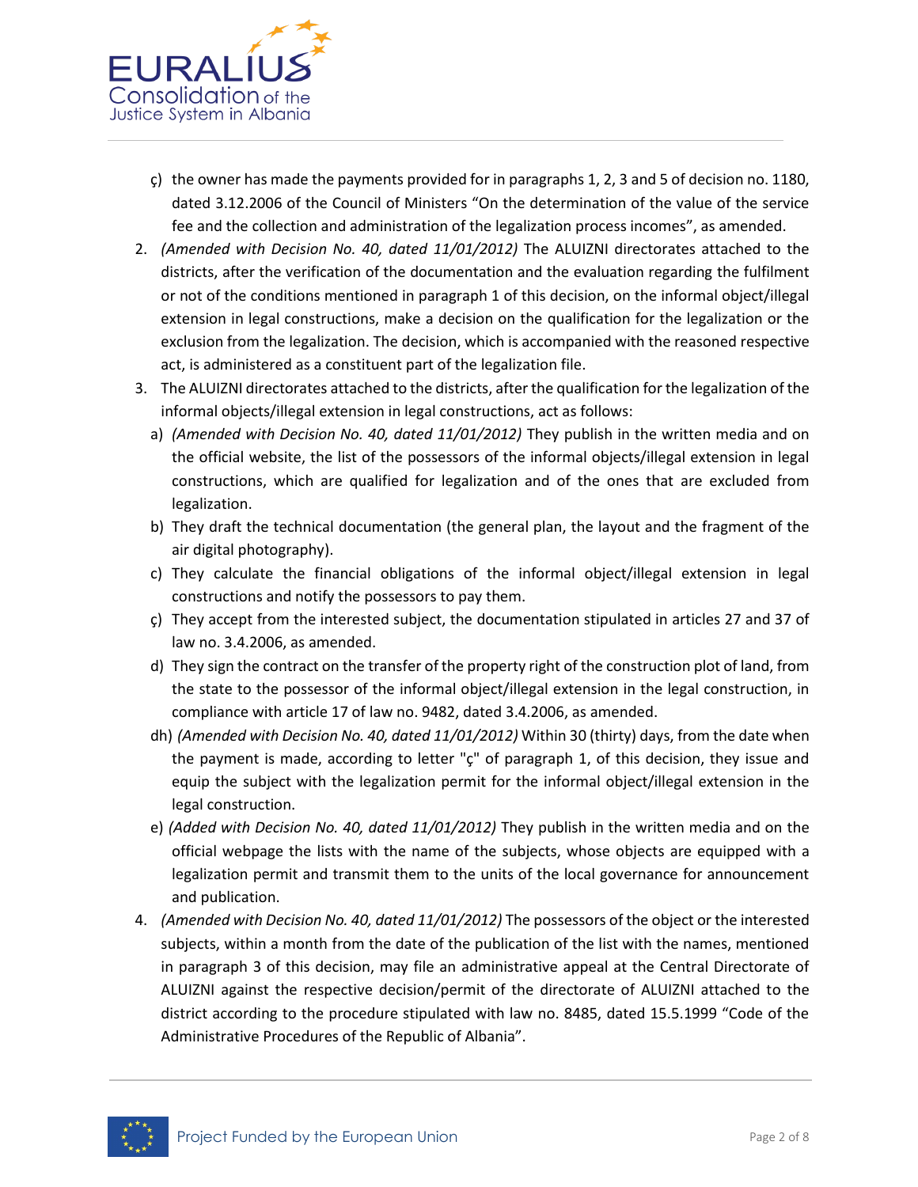ç) the owner has made the payments provided for in paragraphs 1, 2, 3 and 5 of decision no. 1180, dated 3.12.2006 of the Council of Ministers "On the determination of the value of the service fee and the collection and administration of the legalization process incomes", as amended.

2. *(Amended with Decision No. 40, dated 11/01/2012)* The ALUIZNI directorates attached to the districts, after the verification of the documentation and the evaluation regarding the fulfilment or not of the conditions mentioned in paragraph 1 of this decision, on the informal object/illegal extension in legal constructions, make a decision on the qualification for the legalization or the exclusion from the legalization. The decision, which is accompanied with the reasoned respective act, is administered as a constituent part of the legalization file.

3. The ALUIZNI directorates attached to the districts, after the qualification for the legalization of the informal objects/illegal extension in legal constructions, act as follows:

   a) *(Amended with Decision No. 40, dated 11/01/2012)* They publish in the written media and on the official website, the list of the possessors of the informal objects/illegal extension in legal constructions, which are qualified for legalization and of the ones that are excluded from legalization.

   b) They draft the technical documentation (the general plan, the layout and the fragment of the air digital photography).

   c) They calculate the financial obligations of the informal object/illegal extension in legal constructions and notify the possessors to pay them.

   ç) They accept from the interested subject, the documentation stipulated in articles 27 and 37 of law no. 3.4.2006, as amended.

   d) They sign the contract on the transfer of the property right of the construction plot of land, from the state to the possessor of the informal object/illegal extension in the legal construction, in compliance with article 17 of law no. 9482, dated 3.4.2006, as amended.

   dh) *(Amended with Decision No. 40, dated 11/01/2012)* Within 30 (thirty) days, from the date when the payment is made, according to letter "ç" of paragraph 1, of this decision, they issue and equip the subject with the legalization permit for the informal object/illegal extension in the legal construction.

   e) *(Added with Decision No. 40, dated 11/01/2012)* They publish in the written media and on the official webpage the lists with the name of the subjects, whose objects are equipped with a legalization permit and transmit them to the units of the local governance for announcement and publication.

4. *(Amended with Decision No. 40, dated 11/01/2012)* The possessors of the object or the interested subjects, within a month from the date of the publication of the list with the names, mentioned in paragraph 3 of this decision, may file an administrative appeal at the Central Directorate of ALUIZNI against the respective decision/permit of the directorate of ALUIZNI attached to the district according to the procedure stipulated with law no. 8485, dated 15.5.1999 "Code of the Administrative Procedures of the Republic of Albania".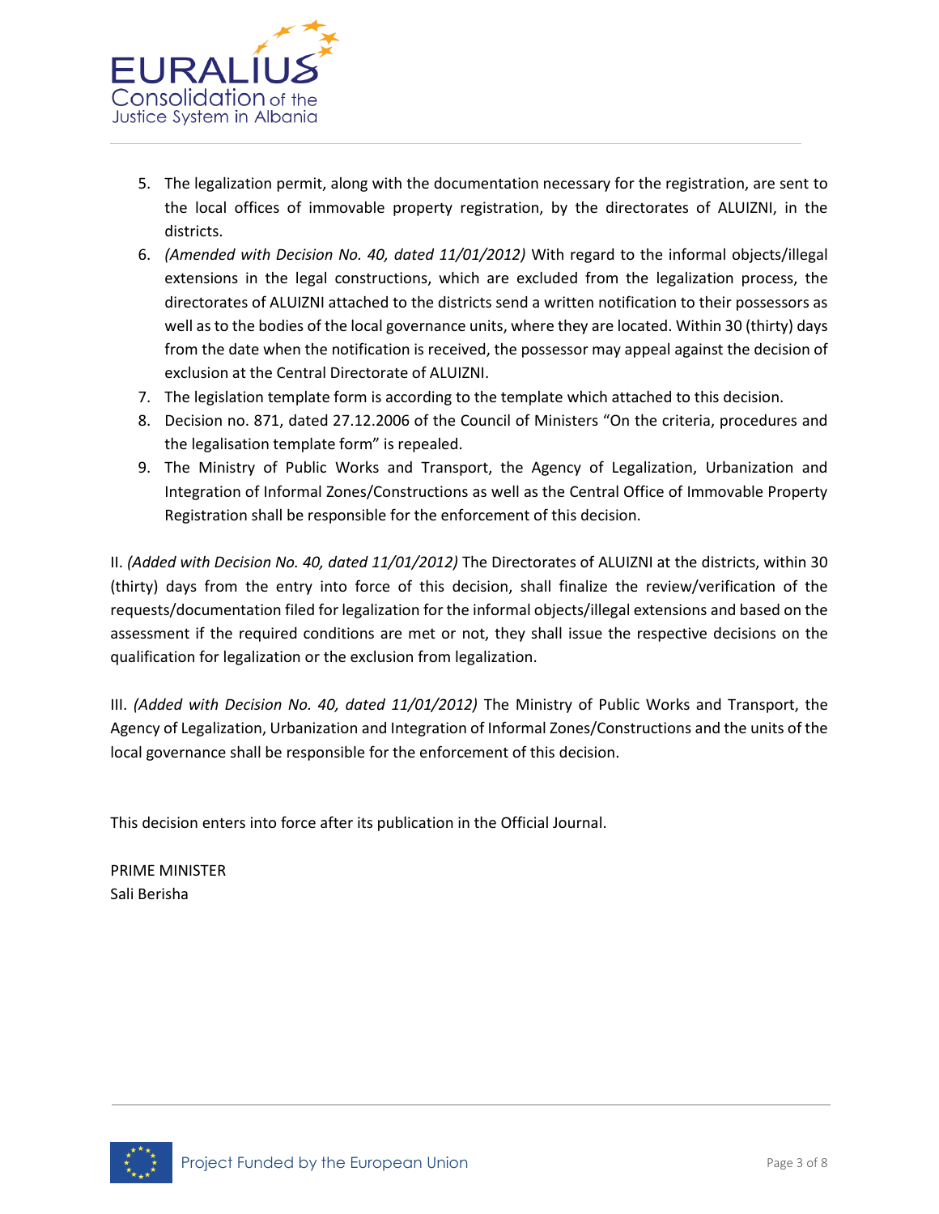5. The legalization permit, along with the documentation necessary for the registration, are sent to the local offices of immovable property registration, by the directorates of ALUIZNI, in the districts.
6. *(Amended with Decision No. 40, dated 11/01/2012)* With regard to the informal objects/illegal extensions in the legal constructions, which are excluded from the legalization process, the directorates of ALUIZNI attached to the districts send a written notification to their possessors as well as to the bodies of the local governance units, where they are located. Within 30 (thirty) days from the date when the notification is received, the possessor may appeal against the decision of exclusion at the Central Directorate of ALUIZNI.
7. The legislation template form is according to the template which attached to this decision.
8. Decision no. 871, dated 27.12.2006 of the Council of Ministers "On the criteria, procedures and the legalisation template form" is repealed.
9. The Ministry of Public Works and Transport, the Agency of Legalization, Urbanization and Integration of Informal Zones/Constructions as well as the Central Office of Immovable Property Registration shall be responsible for the enforcement of this decision.

II. *(Added with Decision No. 40, dated 11/01/2012)* The Directorates of ALUIZNI at the districts, within 30 (thirty) days from the entry into force of this decision, shall finalize the review/verification of the requests/documentation filed for legalization for the informal objects/illegal extensions and based on the assessment if the required conditions are met or not, they shall issue the respective decisions on the qualification for legalization or the exclusion from legalization.

III. *(Added with Decision No. 40, dated 11/01/2012)* The Ministry of Public Works and Transport, the Agency of Legalization, Urbanization and Integration of Informal Zones/Constructions and the units of the local governance shall be responsible for the enforcement of this decision.

This decision enters into force after its publication in the Official Journal.

PRIME MINISTER
Sali Berisha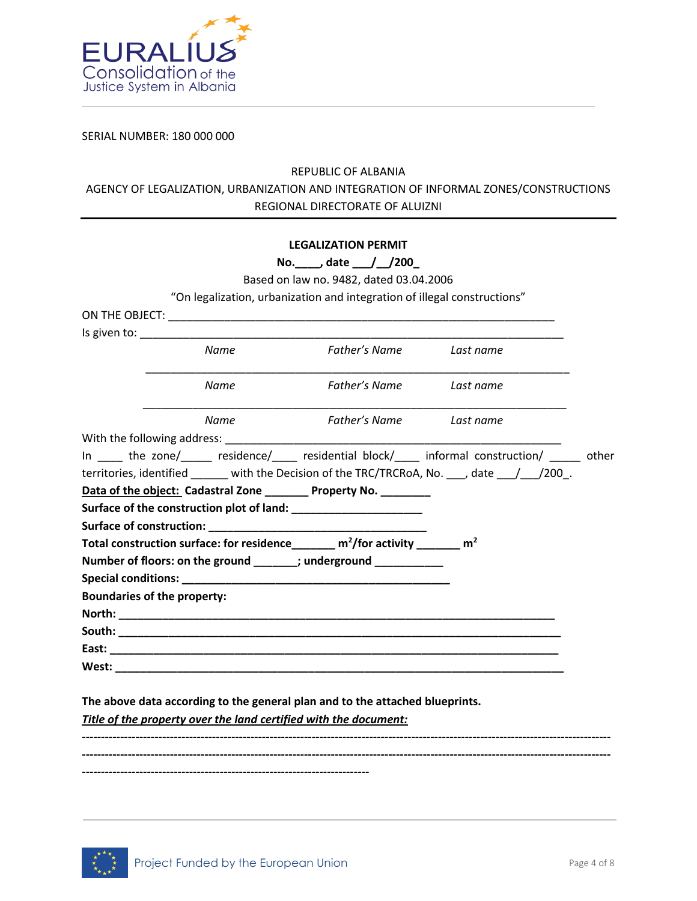SERIAL NUMBER: 180 000 000

REPUBLIC OF ALBANIA

AGENCY OF LEGALIZATION, URBANIZATION AND INTEGRATION OF INFORMAL ZONES/CONSTRUCTIONS

REGIONAL DIRECTORATE OF ALUIZNI

**LEGALIZATION PERMIT**

**No.____, date ___/__/200_**

Based on law no. 9482, dated 03.04.2006

“On legalization, urbanization and integration of illegal constructions”

ON THE OBJECT: _______________________________________________________________

Is given to: ____________________________________________________________________

*Name* *Father's Name* *Last name*

_______________________________________________________________

*Name* *Father's Name* *Last name*

_______________________________________________________________

*Name* *Father's Name* *Last name*

With the following address: __________________________________________________

In ____ the zone/_____ residence/____ residential block/____ informal construction/ _____ other territories, identified ______ with the Decision of the TRC/TRCRoA, No. ___, date ___/___/200_.

**Data of the object:** **Cadastral Zone _______ Property No. ________**

**Surface of the construction plot of land: _____________________**

**Surface of construction: ____________________________________**

**Total construction surface: for residence_______ m$^2$/for activity _______ m$^2$**

**Number of floors: on the ground _______; underground ___________**

**Special conditions: ___________________________________________**

**Boundaries of the property:**

**North: _______________________________________________________________________**

**South: _______________________________________________________________________**

**East: ________________________________________________________________________**

**West: _______________________________________________________________________**

**The above data according to the general plan and to the attached blueprints.**

***Title of the property over the land certified with the document:***

--------------------------------------------------------------------------------------------------------------------------------

--------------------------------------------------------------------------------------------------------------------------------

-----------------------------------------------------------------------------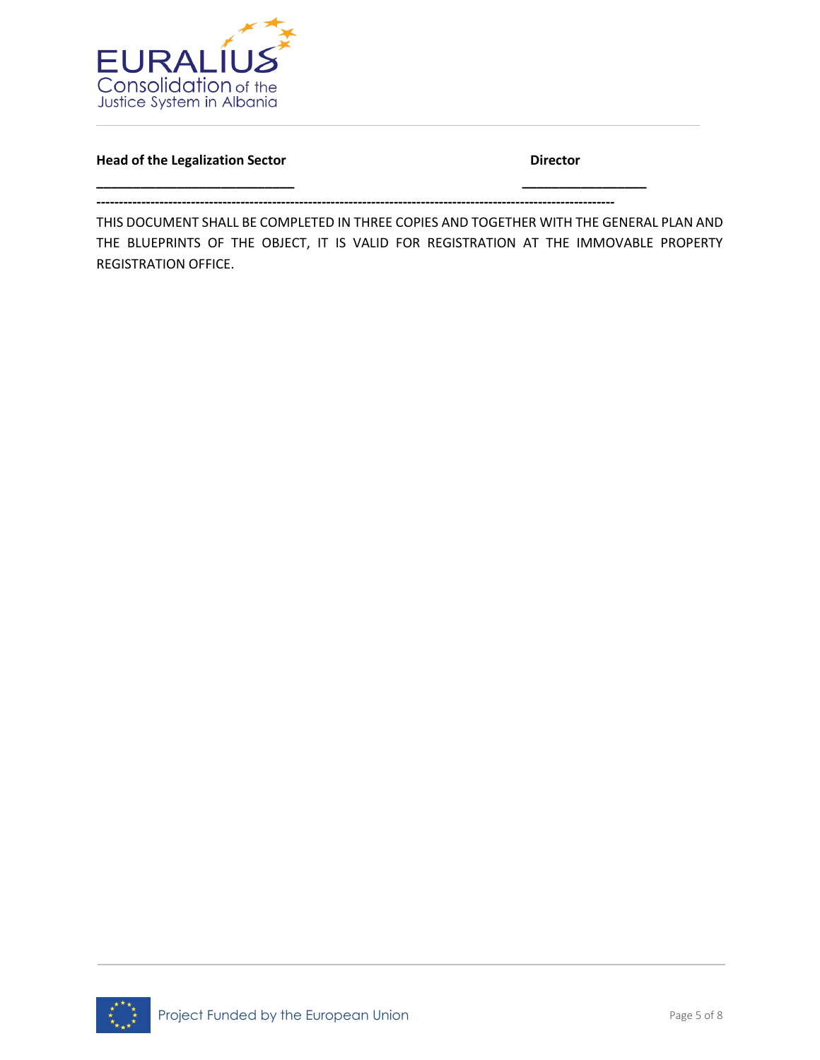**Head of the Legalization Sector** **Director**

___________________________ _________________

-----------------------------------------------------------------------------------------------------------------

THIS DOCUMENT SHALL BE COMPLETED IN THREE COPIES AND TOGETHER WITH THE GENERAL PLAN AND THE BLUEPRINTS OF THE OBJECT, IT IS VALID FOR REGISTRATION AT THE IMMOVABLE PROPERTY REGISTRATION OFFICE.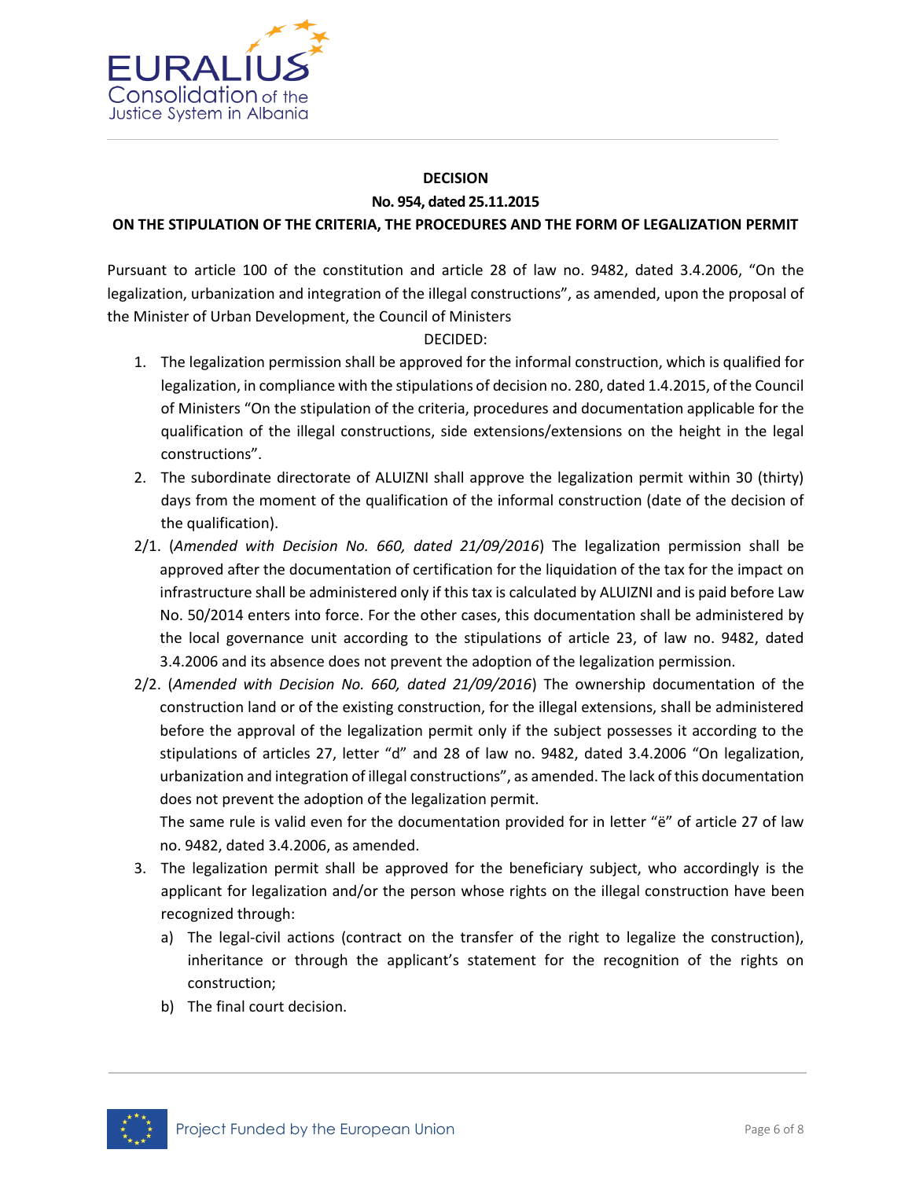**DECISION**

**No. 954, dated 25.11.2015**

**ON THE STIPULATION OF THE CRITERIA, THE PROCEDURES AND THE FORM OF LEGALIZATION PERMIT**

Pursuant to article 100 of the constitution and article 28 of law no. 9482, dated 3.4.2006, "On the legalization, urbanization and integration of the illegal constructions", as amended, upon the proposal of the Minister of Urban Development, the Council of Ministers

DECIDED:

1. The legalization permission shall be approved for the informal construction, which is qualified for legalization, in compliance with the stipulations of decision no. 280, dated 1.4.2015, of the Council of Ministers "On the stipulation of the criteria, procedures and documentation applicable for the qualification of the illegal constructions, side extensions/extensions on the height in the legal constructions".
2. The subordinate directorate of ALUIZNI shall approve the legalization permit within 30 (thirty) days from the moment of the qualification of the informal construction (date of the decision of the qualification).

2/1. (*Amended with Decision No. 660, dated 21/09/2016*) The legalization permission shall be approved after the documentation of certification for the liquidation of the tax for the impact on infrastructure shall be administered only if this tax is calculated by ALUIZNI and is paid before Law No. 50/2014 enters into force. For the other cases, this documentation shall be administered by the local governance unit according to the stipulations of article 23, of law no. 9482, dated 3.4.2006 and its absence does not prevent the adoption of the legalization permission.

2/2. (*Amended with Decision No. 660, dated 21/09/2016*) The ownership documentation of the construction land or of the existing construction, for the illegal extensions, shall be administered before the approval of the legalization permit only if the subject possesses it according to the stipulations of articles 27, letter "d" and 28 of law no. 9482, dated 3.4.2006 "On legalization, urbanization and integration of illegal constructions", as amended. The lack of this documentation does not prevent the adoption of the legalization permit.

The same rule is valid even for the documentation provided for in letter "ë" of article 27 of law no. 9482, dated 3.4.2006, as amended.

3. The legalization permit shall be approved for the beneficiary subject, who accordingly is the applicant for legalization and/or the person whose rights on the illegal construction have been recognized through:
   a) The legal-civil actions (contract on the transfer of the right to legalize the construction), inheritance or through the applicant's statement for the recognition of the rights on construction;
   b) The final court decision.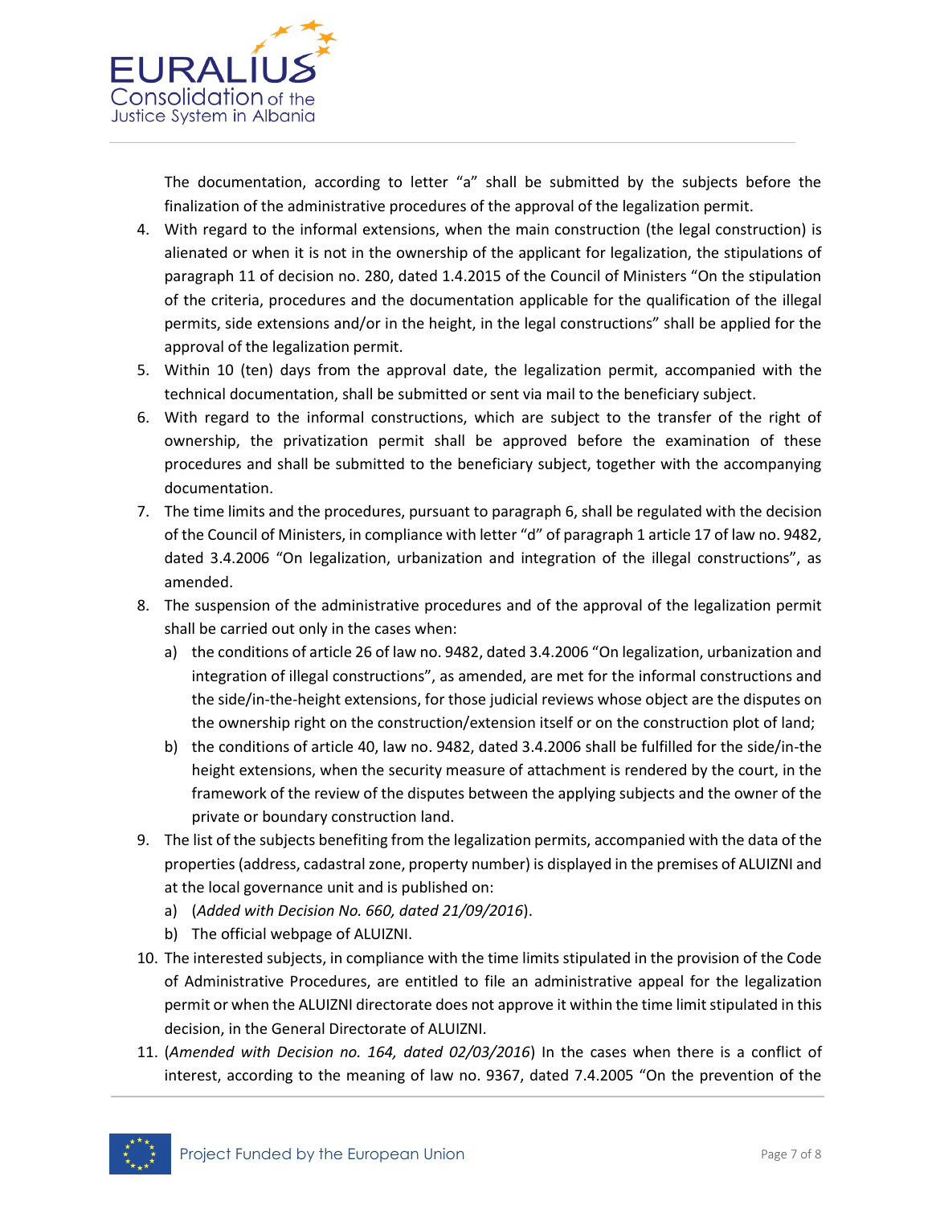The documentation, according to letter "a" shall be submitted by the subjects before the finalization of the administrative procedures of the approval of the legalization permit.

4. With regard to the informal extensions, when the main construction (the legal construction) is alienated or when it is not in the ownership of the applicant for legalization, the stipulations of paragraph 11 of decision no. 280, dated 1.4.2015 of the Council of Ministers "On the stipulation of the criteria, procedures and the documentation applicable for the qualification of the illegal permits, side extensions and/or in the height, in the legal constructions" shall be applied for the approval of the legalization permit.
5. Within 10 (ten) days from the approval date, the legalization permit, accompanied with the technical documentation, shall be submitted or sent via mail to the beneficiary subject.
6. With regard to the informal constructions, which are subject to the transfer of the right of ownership, the privatization permit shall be approved before the examination of these procedures and shall be submitted to the beneficiary subject, together with the accompanying documentation.
7. The time limits and the procedures, pursuant to paragraph 6, shall be regulated with the decision of the Council of Ministers, in compliance with letter "d" of paragraph 1 article 17 of law no. 9482, dated 3.4.2006 "On legalization, urbanization and integration of the illegal constructions", as amended.
8. The suspension of the administrative procedures and of the approval of the legalization permit shall be carried out only in the cases when:
   a) the conditions of article 26 of law no. 9482, dated 3.4.2006 "On legalization, urbanization and integration of illegal constructions", as amended, are met for the informal constructions and the side/in-the-height extensions, for those judicial reviews whose object are the disputes on the ownership right on the construction/extension itself or on the construction plot of land;
   b) the conditions of article 40, law no. 9482, dated 3.4.2006 shall be fulfilled for the side/in-the height extensions, when the security measure of attachment is rendered by the court, in the framework of the review of the disputes between the applying subjects and the owner of the private or boundary construction land.
9. The list of the subjects benefiting from the legalization permits, accompanied with the data of the properties (address, cadastral zone, property number) is displayed in the premises of ALUIZNI and at the local governance unit and is published on:
   a) (*Added with Decision No. 660, dated 21/09/2016*).
   b) The official webpage of ALUIZNI.
10. The interested subjects, in compliance with the time limits stipulated in the provision of the Code of Administrative Procedures, are entitled to file an administrative appeal for the legalization permit or when the ALUIZNI directorate does not approve it within the time limit stipulated in this decision, in the General Directorate of ALUIZNI.
11. (*Amended with Decision no. 164, dated 02/03/2016*) In the cases when there is a conflict of interest, according to the meaning of law no. 9367, dated 7.4.2005 "On the prevention of the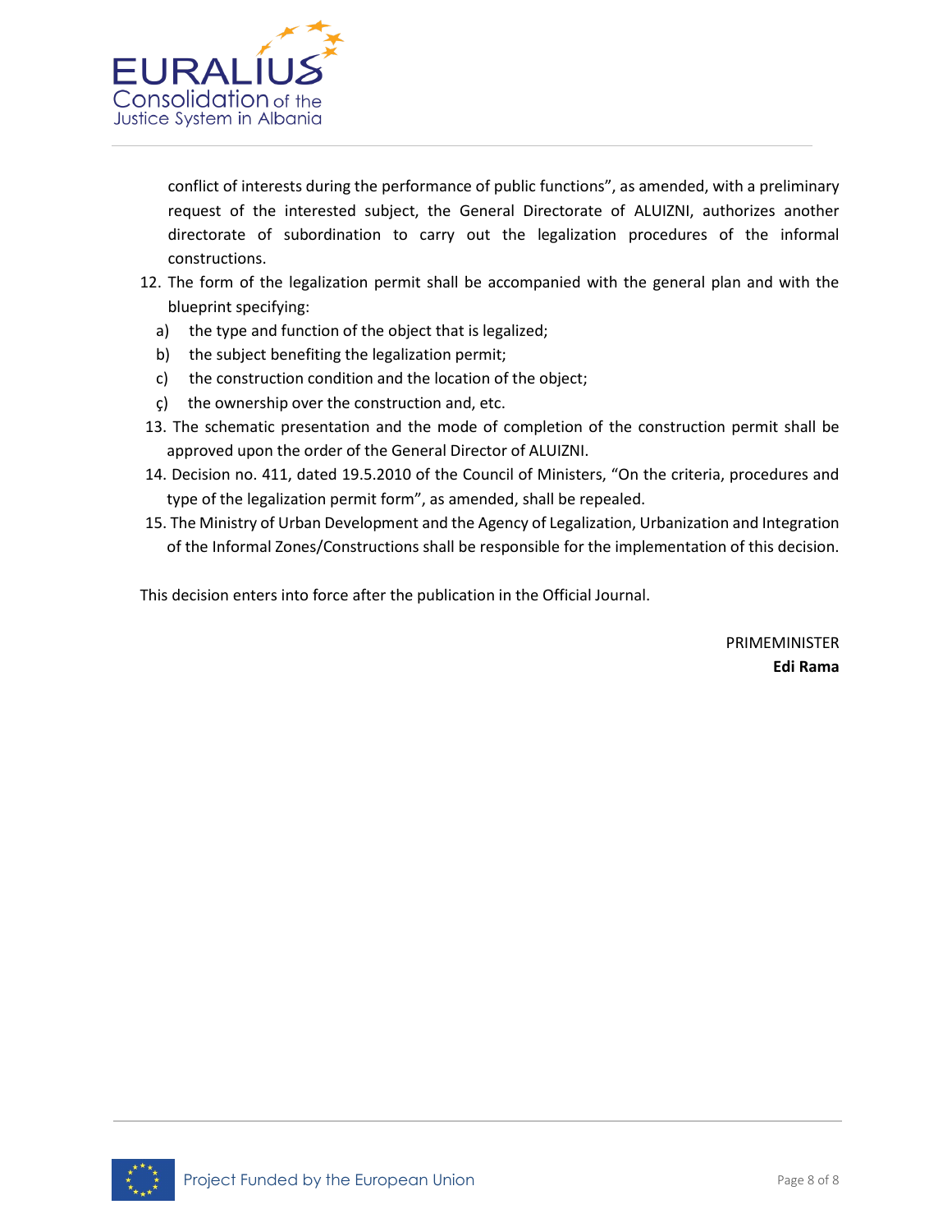conflict of interests during the performance of public functions", as amended, with a preliminary request of the interested subject, the General Directorate of ALUIZNI, authorizes another directorate of subordination to carry out the legalization procedures of the informal constructions.

12. The form of the legalization permit shall be accompanied with the general plan and with the blueprint specifying:
   a) the type and function of the object that is legalized;
   b) the subject benefiting the legalization permit;
   c) the construction condition and the location of the object;
   ç) the ownership over the construction and, etc.
13. The schematic presentation and the mode of completion of the construction permit shall be approved upon the order of the General Director of ALUIZNI.
14. Decision no. 411, dated 19.5.2010 of the Council of Ministers, "On the criteria, procedures and type of the legalization permit form", as amended, shall be repealed.
15. The Ministry of Urban Development and the Agency of Legalization, Urbanization and Integration of the Informal Zones/Constructions shall be responsible for the implementation of this decision.

This decision enters into force after the publication in the Official Journal.

PRIMEMINISTER
**Edi Rama**